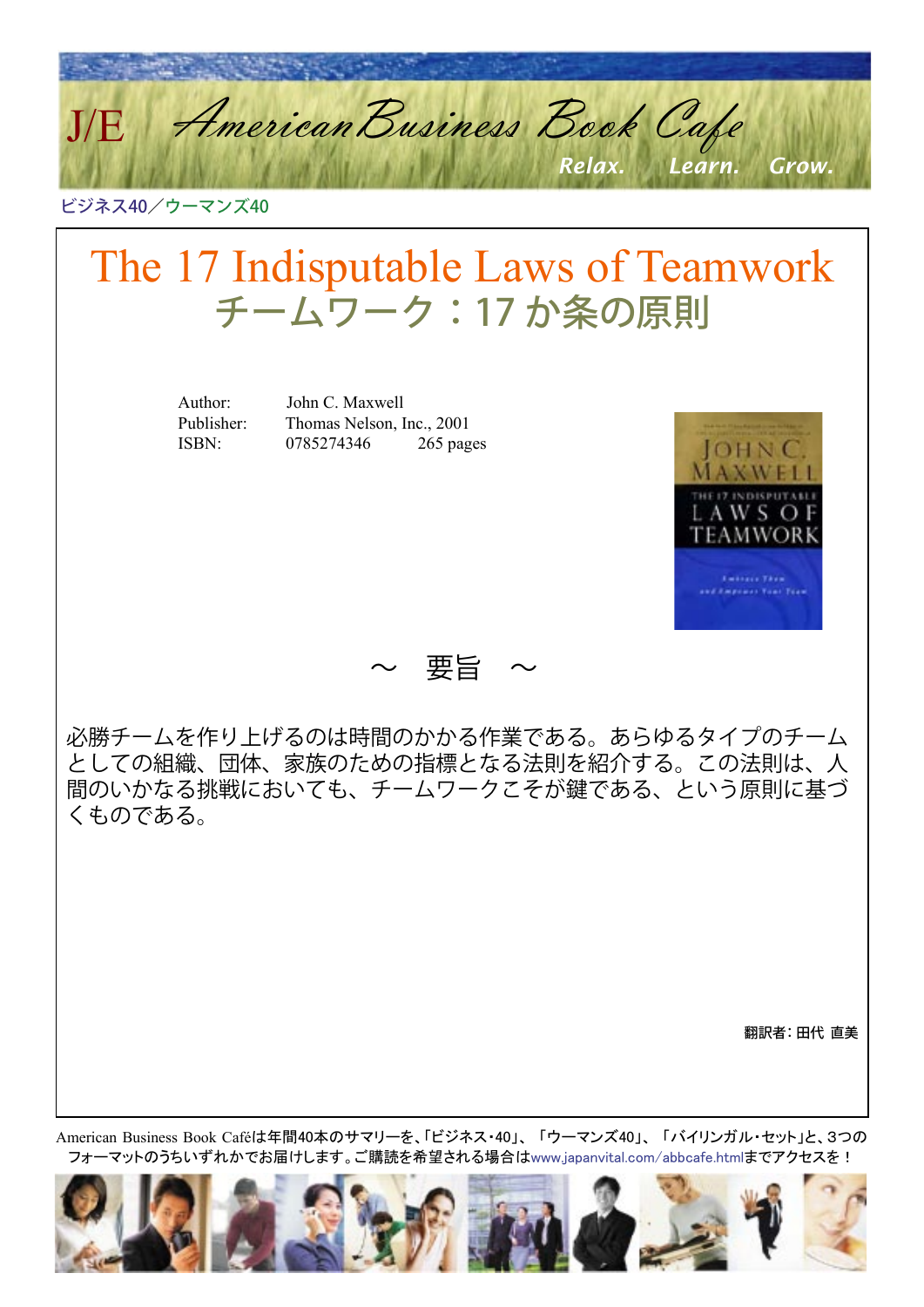J/E American Business Book Cafe

Relax. Learn. Grow.

ビジネス40／ウーマンズ40

# The 17 Indisputable Laws of Teamwork
# チームワーク：17 か条の原則

Author: John C. Maxwell
Publisher: Thomas Nelson, Inc., 2001
ISBN: 0785274346 265 pages

## ～ 要旨 ～

必勝チームを作り上げるのは時間のかかる作業である。あらゆるタイプのチームとしての組織、団体、家族のための指標となる法則を紹介する。この法則は、人間のいかなる挑戦においても、チームワークこそが鍵である、という原則に基づくものである。

翻訳者：田代 直美

American Business Book Caféは年間40本のサマリーを､｢ビジネス･40｣､「ウーマンズ40」、「バイリンガル・セット」と、3つのフォーマットのうちいずれかでお届けします。ご購読を希望される場合はwww.japanvital.com/abbcafe.htmlまでアクセスを！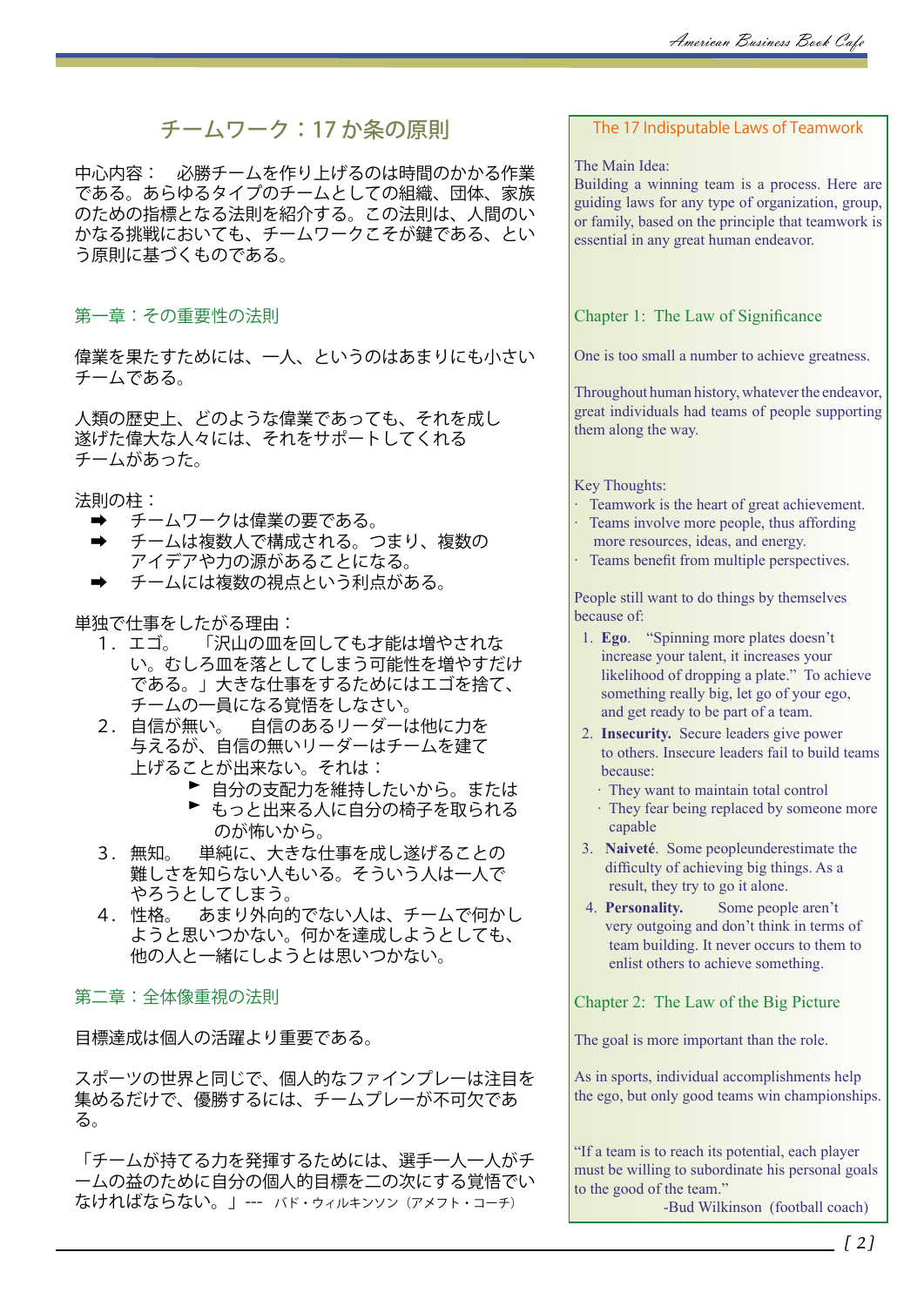## チームワーク：17 か条の原則

中心内容：　必勝チームを作り上げるのは時間のかかる作業である。あらゆるタイプのチームとしての組織、団体、家族のための指標となる法則を紹介する。この法則は、人間のいかなる挑戦においても、チームワークこそが鍵である、という原則に基づくものである。

### 第一章：その重要性の法則

偉業を果たすためには、一人、というのはあまりにも小さいチームである。

人類の歴史上、どのような偉業であっても、それを成し遂げた偉大な人々には、それをサポートしてくれるチームがあった。

法則の柱：

- ➡ チームワークは偉業の要である。
- ➡ チームは複数人で構成される。つまり、複数のアイデアや力の源があることになる。
- ➡ チームには複数の視点という利点がある。

単独で仕事をしたがる理由：

1. エゴ。　「沢山の皿を回しても才能は増やされない。むしろ皿を落としてしまう可能性を増やすだけである。」大きな仕事をするためにはエゴを捨て、チームの一員になる覚悟をしなさい。
2. 自信が無い。　自信のあるリーダーは他に力を与えるが、自信の無いリーダーはチームを建て上げることが出来ない。それは：
   - ► 自分の支配力を維持したいから。または
   - ► もっと出来る人に自分の椅子を取られるのが怖いから。
3. 無知。　単純に、大きな仕事を成し遂げることの難しさを知らない人もいる。そういう人は一人でやろうとしてしまう。
4. 性格。　あまり外向的でない人は、チームで何かしようと思いつかない。何かを達成しようとしても、他の人と一緒にしようとは思いつかない。

### 第二章：全体像重視の法則

目標達成は個人の活躍より重要である。

スポーツの世界と同じで、個人的なファインプレーは注目を集めるだけで、優勝するには、チームプレーが不可欠である。

「チームが持てる力を発揮するためには、選手一人一人がチームの益のために自分の個人的目標を二の次にする覚悟でいなければならない。」--- バド・ウィルキンソン（アメフト・コーチ）

## The 17 Indisputable Laws of Teamwork

The Main Idea:
Building a winning team is a process. Here are guiding laws for any type of organization, group, or family, based on the principle that teamwork is essential in any great human endeavor.

### Chapter 1: The Law of Significance

One is too small a number to achieve greatness.

Throughout human history, whatever the endeavor, great individuals had teams of people supporting them along the way.

Key Thoughts:

- Teamwork is the heart of great achievement.
- Teams involve more people, thus affording more resources, ideas, and energy.
- Teams benefit from multiple perspectives.

People still want to do things by themselves because of:

1. **Ego**. "Spinning more plates doesn't increase your talent, it increases your likelihood of dropping a plate." To achieve something really big, let go of your ego, and get ready to be part of a team.
2. **Insecurity.** Secure leaders give power to others. Insecure leaders fail to build teams because:
   - They want to maintain total control
   - They fear being replaced by someone more capable
3. **Naiveté**. Some peopleunderestimate the difficulty of achieving big things. As a result, they try to go it alone.
4. **Personality.** Some people aren't very outgoing and don't think in terms of team building. It never occurs to them to enlist others to achieve something.

### Chapter 2: The Law of the Big Picture

The goal is more important than the role.

As in sports, individual accomplishments help the ego, but only good teams win championships.

"If a team is to reach its potential, each player must be willing to subordinate his personal goals to the good of the team."
-Bud Wilkinson (football coach)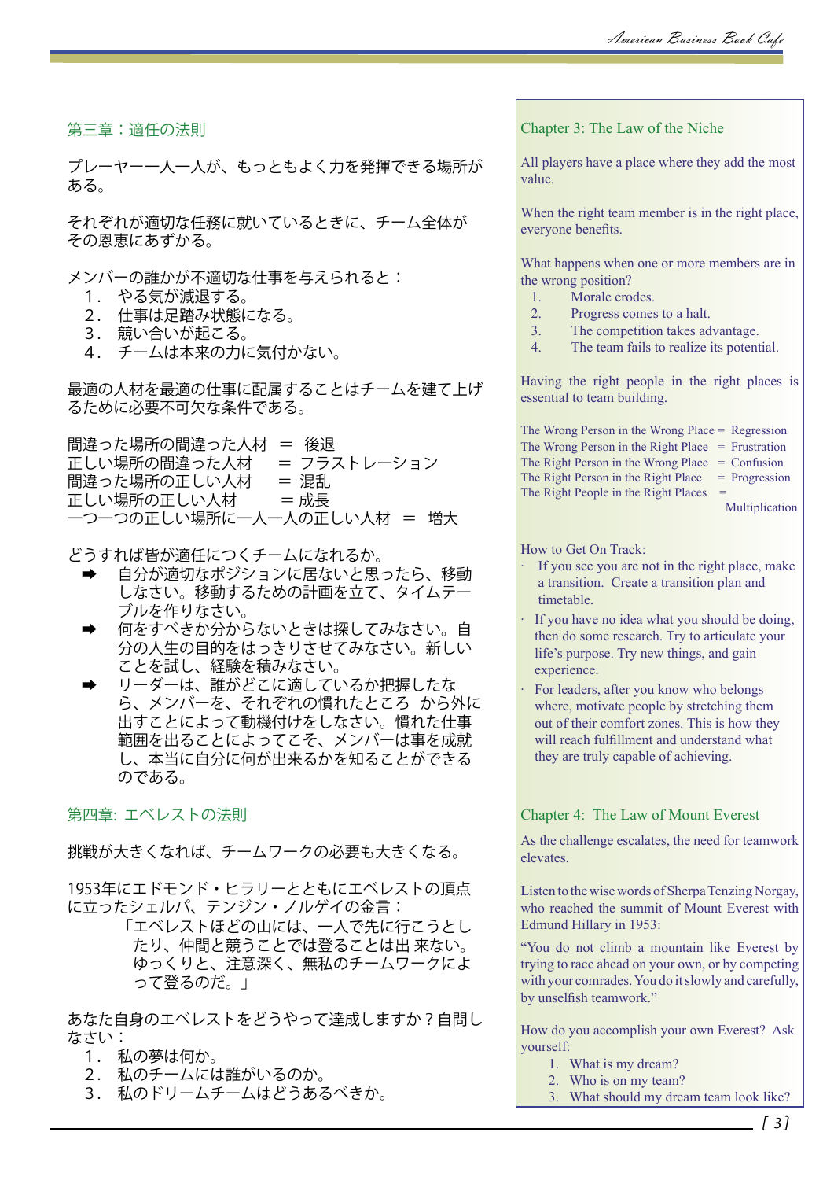## 第三章：適任の法則

プレーヤー一人一人が、もっともよく力を発揮できる場所がある。

それぞれが適切な任務に就いているときに、チーム全体がその恩恵にあずかる。

メンバーの誰かが不適切な仕事を与えられると：

1．やる気が減退する。
2．仕事は足踏み状態になる。
3．競い合いが起こる。
4．チームは本来の力に気付かない。

最適の人材を最適の仕事に配属することはチームを建て上げるために必要不可欠な条件である。

間違った場所の間違った人材　＝　後退
正しい場所の間違った人材　＝　フラストレーション
間違った場所の正しい人材　＝　混乱
正しい場所の正しい人材　＝成長
一つ一つの正しい場所に一人一人の正しい人材　＝　増大

どうすれば皆が適任につくチームになれるか。

- ➡ 自分が適切なポジションに居ないと思ったら、移動しなさい。移動するための計画を立て、タイムテーブルを作りなさい。
- ➡ 何をすべきか分からないときは探してみなさい。自分の人生の目的をはっきりさせてみなさい。新しいことを試し、経験を積みなさい。
- ➡ リーダーは、誰がどこに適しているか把握したなら、メンバーを、それぞれの慣れたところ から外に出すことによって動機付けをしなさい。慣れた仕事範囲を出ることによってこそ、メンバーは事を成就し、本当に自分に何が出来るかを知ることができるのである。

## Chapter 3: The Law of the Niche

All players have a place where they add the most value.

When the right team member is in the right place, everyone benefits.

What happens when one or more members are in the wrong position?

1. Morale erodes.
2. Progress comes to a halt.
3. The competition takes advantage.
4. The team fails to realize its potential.

Having the right people in the right places is essential to team building.

The Wrong Person in the Wrong Place = Regression
The Wrong Person in the Right Place = Frustration
The Right Person in the Wrong Place = Confusion
The Right Person in the Right Place = Progression
The Right People in the Right Places = Multiplication

How to Get On Track:

- If you see you are not in the right place, make a transition. Create a transition plan and timetable.
- If you have no idea what you should be doing, then do some research. Try to articulate your life's purpose. Try new things, and gain experience.
- For leaders, after you know who belongs where, motivate people by stretching them out of their comfort zones. This is how they will reach fulfillment and understand what they are truly capable of achieving.

## 第四章: エベレストの法則

挑戦が大きくなれば、チームワークの必要も大きくなる。

1953年にエドモンド・ヒラリーとともにエベレストの頂点に立ったシェルパ、テンジン・ノルゲイの金言：

> 「エベレストほどの山には、一人で先に行こうとしたり、仲間と競うことでは登ることは出 来ない。ゆっくりと、注意深く、無私のチームワークによって登るのだ。」

あなた自身のエベレストをどうやって達成しますか？自問しなさい：

1．私の夢は何か。
2．私のチームには誰がいるのか。
3．私のドリームチームはどうあるべきか。

## Chapter 4: The Law of Mount Everest

As the challenge escalates, the need for teamwork elevates.

Listen to the wise words of Sherpa Tenzing Norgay, who reached the summit of Mount Everest with Edmund Hillary in 1953:

"You do not climb a mountain like Everest by trying to race ahead on your own, or by competing with your comrades. You do it slowly and carefully, by unselfish teamwork."

How do you accomplish your own Everest? Ask yourself:

1. What is my dream?
2. Who is on my team?
3. What should my dream team look like?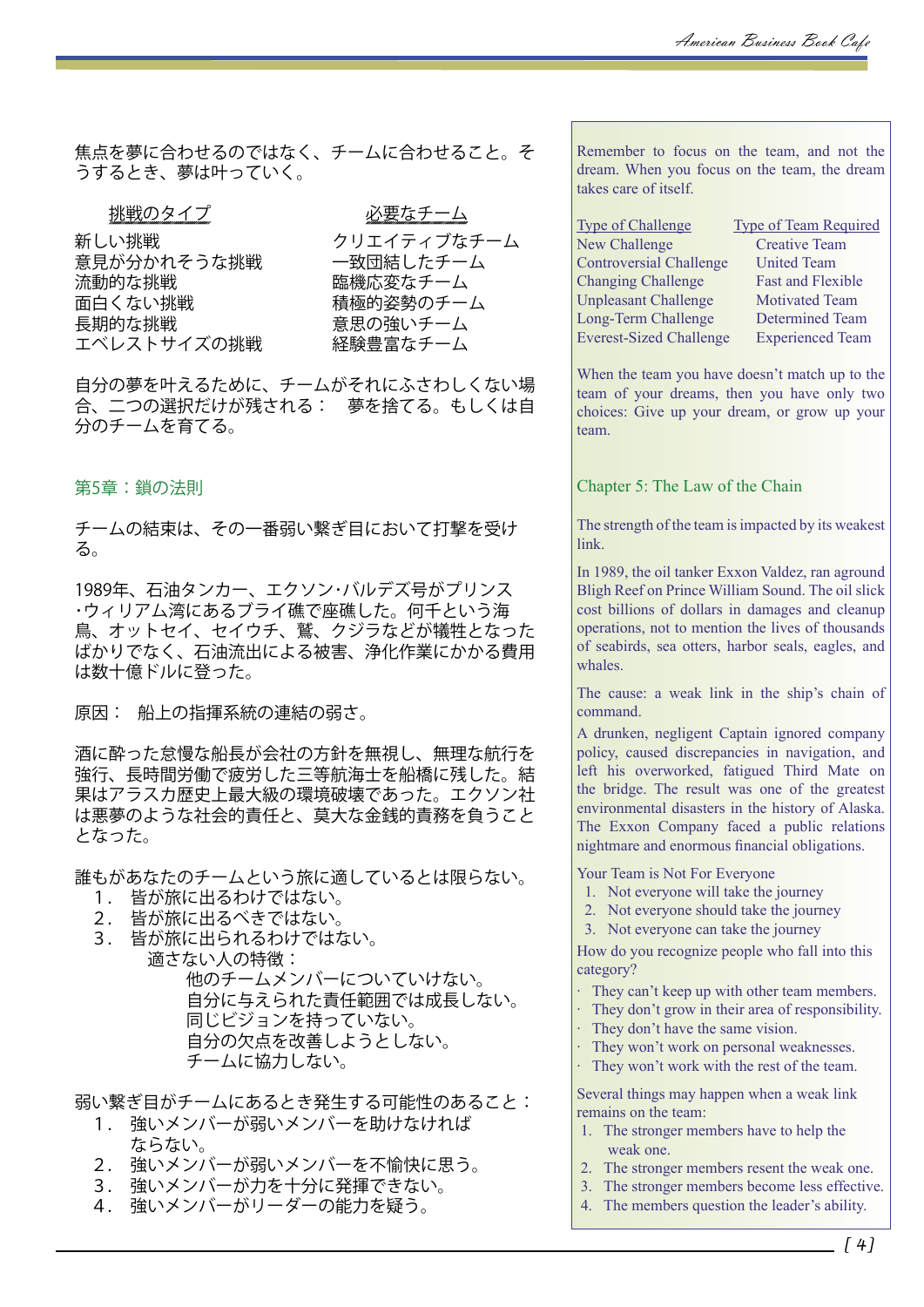焦点を夢に合わせるのではなく、チームに合わせること。そうするとき、夢は叶っていく。

| 挑戦のタイプ | 必要なチーム |
|---|---|
| 新しい挑戦 | クリエイティブなチーム |
| 意見が分かれそうな挑戦 | 一致団結したチーム |
| 流動的な挑戦 | 臨機応変なチーム |
| 面白くない挑戦 | 積極的姿勢のチーム |
| 長期的な挑戦 | 意思の強いチーム |
| エベレストサイズの挑戦 | 経験豊富なチーム |

自分の夢を叶えるために、チームがそれにふさわしくない場合、二つの選択だけが残される：　夢を捨てる。もしくは自分のチームを育てる。

## 第5章：鎖の法則

チームの結束は、その一番弱い繋ぎ目において打撃を受ける。

1989年、石油タンカー、エクソン･バルデズ号がプリンス･ウィリアム湾にあるブライ礁で座礁した。何千という海鳥、オットセイ、セイウチ、鷲、クジラなどが犠牲となったばかりでなく、石油流出による被害、浄化作業にかかる費用は数十億ドルに登った。

原因：　船上の指揮系統の連結の弱さ。

酒に酔った怠慢な船長が会社の方針を無視し、無理な航行を強行、長時間労働で疲労した三等航海士を船橋に残した。結果はアラスカ歴史上最大級の環境破壊であった。エクソン社は悪夢のような社会的責任と、莫大な金銭的責務を負うこととなった。

誰もがあなたのチームという旅に適しているとは限らない。
1. 皆が旅に出るわけではない。
2. 皆が旅に出るべきではない。
3. 皆が旅に出られるわけではない。
   適さない人の特徴：
   - 他のチームメンバーについていけない。
   - 自分に与えられた責任範囲では成長しない。
   - 同じビジョンを持っていない。
   - 自分の欠点を改善しようとしない。
   - チームに協力しない。

弱い繋ぎ目がチームにあるとき発生する可能性のあること：
1. 強いメンバーが弱いメンバーを助けなければならない。
2. 強いメンバーが弱いメンバーを不愉快に思う。
3. 強いメンバーが力を十分に発揮できない。
4. 強いメンバーがリーダーの能力を疑う。

---

Remember to focus on the team, and not the dream. When you focus on the team, the dream takes care of itself.

| Type of Challenge | Type of Team Required |
|---|---|
| New Challenge | Creative Team |
| Controversial Challenge | United Team |
| Changing Challenge | Fast and Flexible |
| Unpleasant Challenge | Motivated Team |
| Long-Term Challenge | Determined Team |
| Everest-Sized Challenge | Experienced Team |

When the team you have doesn't match up to the team of your dreams, then you have only two choices: Give up your dream, or grow up your team.

## Chapter 5: The Law of the Chain

The strength of the team is impacted by its weakest link.

In 1989, the oil tanker Exxon Valdez, ran aground Bligh Reef on Prince William Sound. The oil slick cost billions of dollars in damages and cleanup operations, not to mention the lives of thousands of seabirds, sea otters, harbor seals, eagles, and whales.

The cause: a weak link in the ship's chain of command.

A drunken, negligent Captain ignored company policy, caused discrepancies in navigation, and left his overworked, fatigued Third Mate on the bridge. The result was one of the greatest environmental disasters in the history of Alaska. The Exxon Company faced a public relations nightmare and enormous financial obligations.

Your Team is Not For Everyone
1. Not everyone will take the journey
2. Not everyone should take the journey
3. Not everyone can take the journey

How do you recognize people who fall into this category?
- They can't keep up with other team members.
- They don't grow in their area of responsibility.
- They don't have the same vision.
- They won't work on personal weaknesses.
- They won't work with the rest of the team.

Several things may happen when a weak link remains on the team:
1. The stronger members have to help the weak one.
2. The stronger members resent the weak one.
3. The stronger members become less effective.
4. The members question the leader's ability.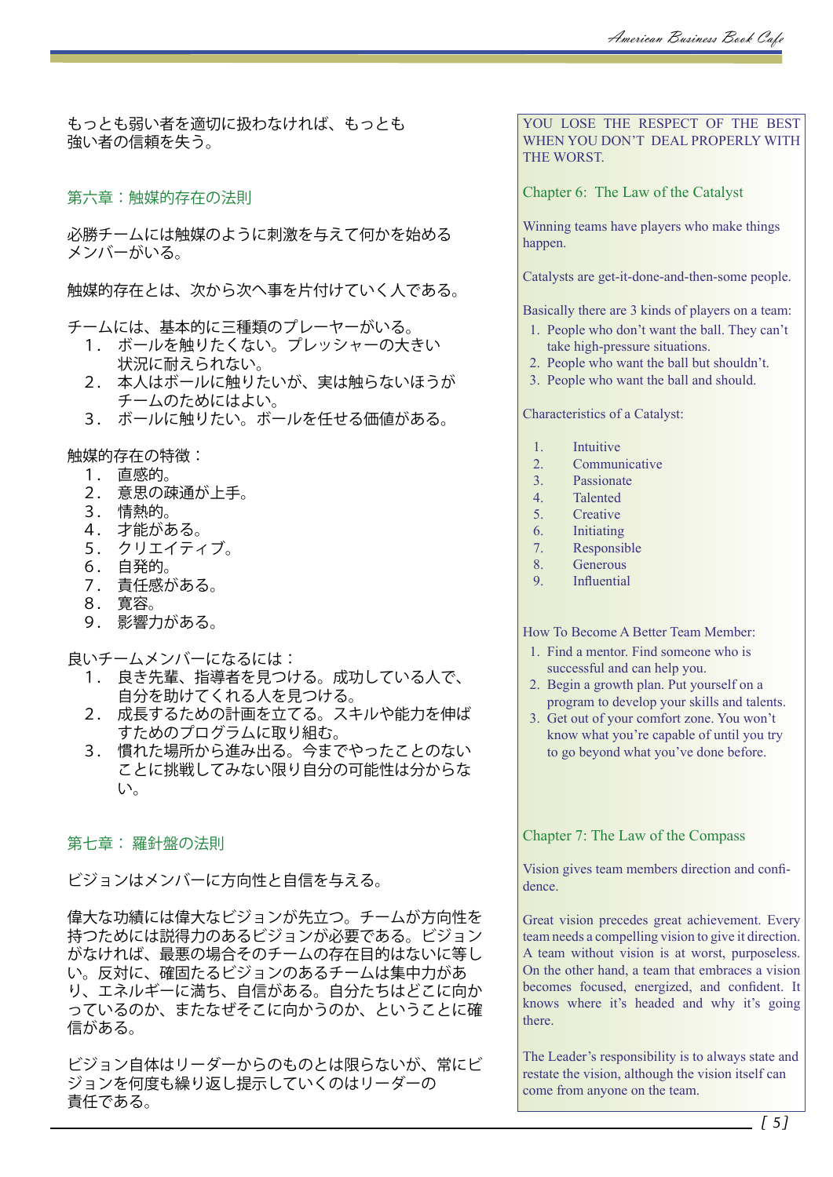もっとも弱い者を適切に扱わなければ、もっとも強い者の信頼を失う。

YOU LOSE THE RESPECT OF THE BEST WHEN YOU DON'T DEAL PROPERLY WITH THE WORST.

## 第六章：触媒的存在の法則

## Chapter 6: The Law of the Catalyst

必勝チームには触媒のように刺激を与えて何かを始めるメンバーがいる。

Winning teams have players who make things happen.

触媒的存在とは、次から次へ事を片付けていく人である。

Catalysts are get-it-done-and-then-some people.

チームには、基本的に三種類のプレーヤーがいる。

1. ボールを触りたくない。プレッシャーの大きい状況に耐えられない。
2. 本人はボールに触りたいが、実は触らないほうがチームのためにはよい。
3. ボールに触りたい。ボールを任せる価値がある。

Basically there are 3 kinds of players on a team:

1. People who don't want the ball. They can't take high-pressure situations.
2. People who want the ball but shouldn't.
3. People who want the ball and should.

触媒的存在の特徴：

1. 直感的。
2. 意思の疎通が上手。
3. 情熱的。
4. 才能がある。
5. クリエイティブ。
6. 自発的。
7. 責任感がある。
8. 寛容。
9. 影響力がある。

Characteristics of a Catalyst:

1. Intuitive
2. Communicative
3. Passionate
4. Talented
5. Creative
6. Initiating
7. Responsible
8. Generous
9. Influential

良いチームメンバーになるには：

1. 良き先輩、指導者を見つける。成功している人で、自分を助けてくれる人を見つける。
2. 成長するための計画を立てる。スキルや能力を伸ばすためのプログラムに取り組む。
3. 慣れた場所から進み出る。今までやったことのないことに挑戦してみない限り自分の可能性は分からない。

How To Become A Better Team Member:

1. Find a mentor. Find someone who is successful and can help you.
2. Begin a growth plan. Put yourself on a program to develop your skills and talents.
3. Get out of your comfort zone. You won't know what you're capable of until you try to go beyond what you've done before.

## 第七章： 羅針盤の法則

## Chapter 7: The Law of the Compass

ビジョンはメンバーに方向性と自信を与える。

Vision gives team members direction and confidence.

偉大な功績には偉大なビジョンが先立つ。チームが方向性を持つためには説得力のあるビジョンが必要である。ビジョンがなければ、最悪の場合そのチームの存在目的はないに等しい。反対に、確固たるビジョンのあるチームは集中力があり、エネルギーに満ち、自信がある。自分たちはどこに向かっているのか、またなぜそこに向かうのか、ということに確信がある。

Great vision precedes great achievement. Every team needs a compelling vision to give it direction. A team without vision is at worst, purposeless. On the other hand, a team that embraces a vision becomes focused, energized, and confident. It knows where it's headed and why it's going there.

ビジョン自体はリーダーからのものとは限らないが、常にビジョンを何度も繰り返し提示していくのはリーダーの責任である。

The Leader's responsibility is to always state and restate the vision, although the vision itself can come from anyone on the team.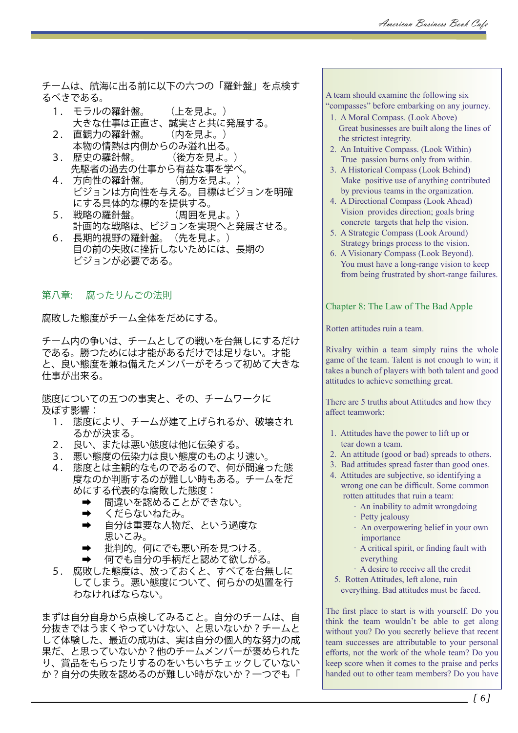チームは、航海に出る前に以下の六つの「羅針盤」を点検するべきである。

1．モラルの羅針盤。　（上を見よ。）
　大きな仕事は正直さ、誠実さと共に発展する。
2．直観力の羅針盤。　（内を見よ。）
　本物の情熱は内側からのみ溢れ出る。
3．歴史の羅針盤。　（後方を見よ。）
　先駆者の過去の仕事から有益な事を学べ。
4．方向性の羅針盤。　（前方を見よ。）
　ビジョンは方向性を与える。目標はビジョンを明確にする具体的な標的を提供する。
5．戦略の羅針盤。　（周囲を見よ。）
　計画的な戦略は、ビジョンを実現へと発展させる。
6．長期的視野の羅針盤。（先を見よ。）
　目の前の失敗に挫折しないためには、長期のビジョンが必要である。

## 第八章:　腐ったりんごの法則

腐敗した態度がチーム全体をだめにする。

チーム内の争いは、チームとしての戦いを台無しにするだけである。勝つためには才能があるだけでは足りない。才能と、良い態度を兼ね備えたメンバーがそろって初めて大きな仕事が出来る。

態度についての五つの事実と、その、チームワークに及ぼす影響：

1．態度により、チームが建て上げられるか、破壊されるかが決まる。
2．良い、または悪い態度は他に伝染する。
3．悪い態度の伝染力は良い態度のものより速い。
4．態度とは主観的なものであるので、何が間違った態度なのか判断するのが難しい時もある。チームをだめにする代表的な腐敗した態度：
   - 間違いを認めることができない。
   - くだらないねたみ。
   - 自分は重要な人物だ、という過度な思いこみ。
   - 批判的。何にでも悪い所を見つける。
   - 何でも自分の手柄だと認めて欲しがる。
5．腐敗した態度は、放っておくと、すべてを台無しにしてしまう。悪い態度について、何らかの処置を行わなければならない。

まずは自分自身から点検してみること。自分のチームは、自分抜きではうまくやっていけない、と思いないか？チームとして体験した、最近の成功は、実は自分の個人的な努力の成果だ、と思っていないか？他のチームメンバーが褒められたり、賞品をもらったりするのをいちいちチェックしていないか？自分の失敗を認めるのが難しい時がないか？一つでも「

A team should examine the following six "compasses" before embarking on any journey.

1. A Moral Compass. (Look Above)
   Great businesses are built along the lines of the strictest integrity.
2. An Intuitive Compass. (Look Within)
   True passion burns only from within.
3. A Historical Compass (Look Behind)
   Make positive use of anything contributed by previous teams in the organization.
4. A Directional Compass (Look Ahead)
   Vision provides direction; goals bring concrete targets that help the vision.
5. A Strategic Compass (Look Around)
   Strategy brings process to the vision.
6. A Visionary Compass (Look Beyond).
   You must have a long-range vision to keep from being frustrated by short-range failures.

## Chapter 8: The Law of The Bad Apple

Rotten attitudes ruin a team.

Rivalry within a team simply ruins the whole game of the team. Talent is not enough to win; it takes a bunch of players with both talent and good attitudes to achieve something great.

There are 5 truths about Attitudes and how they affect teamwork:

1. Attitudes have the power to lift up or tear down a team.
2. An attitude (good or bad) spreads to others.
3. Bad attitudes spread faster than good ones.
4. Attitudes are subjective, so identifying a wrong one can be difficult. Some common rotten attitudes that ruin a team:
   - An inability to admit wrongdoing
   - Petty jealousy
   - An overpowering belief in your own importance
   - A critical spirit, or finding fault with everything
   - A desire to receive all the credit
5. Rotten Attitudes, left alone, ruin everything. Bad attitudes must be faced.

The first place to start is with yourself. Do you think the team wouldn't be able to get along without you? Do you secretly believe that recent team successes are attributable to your personal efforts, not the work of the whole team? Do you keep score when it comes to the praise and perks handed out to other team members? Do you have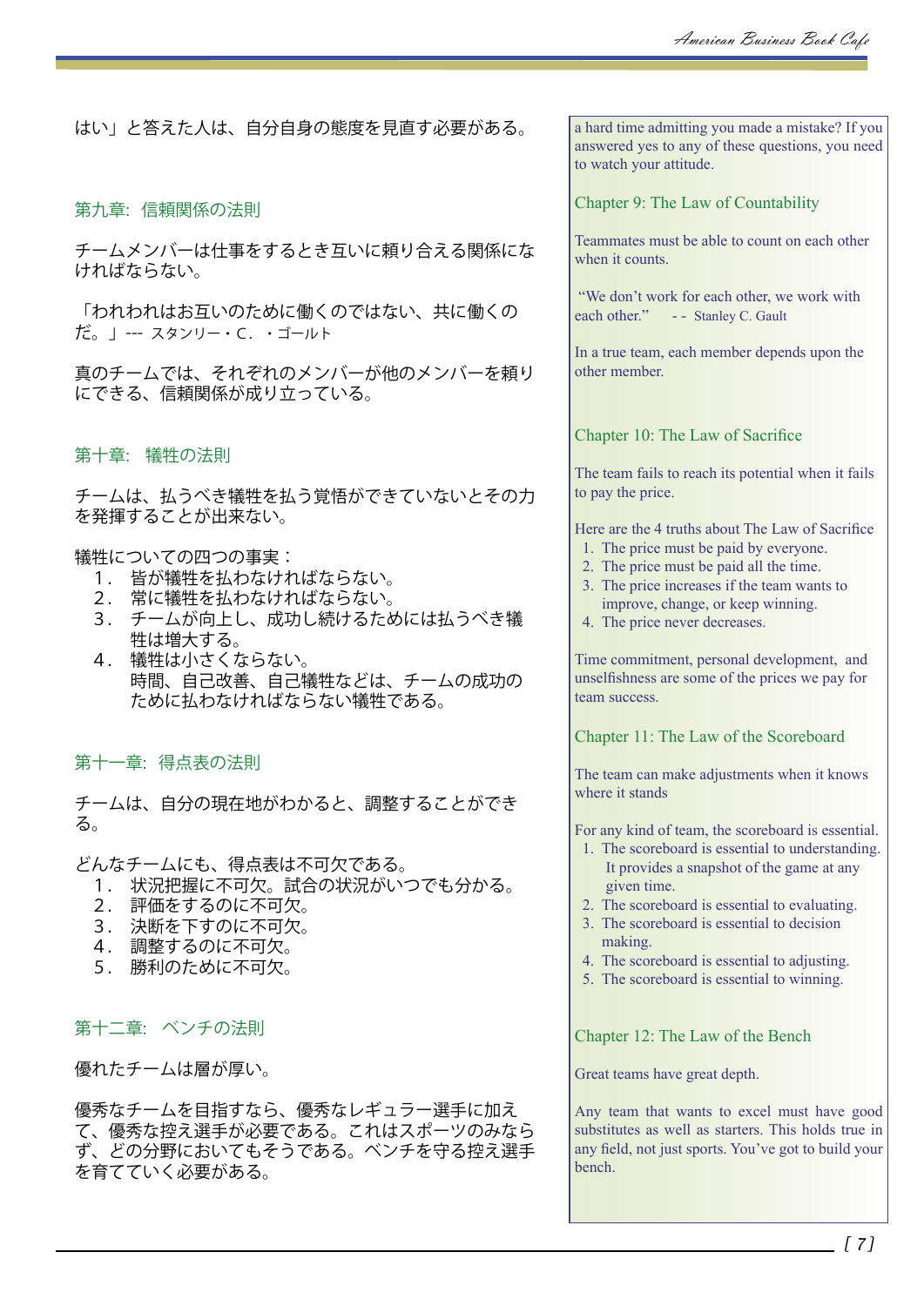はい」と答えた人は、自分自身の態度を見直す必要がある。

## 第九章: 信頼関係の法則

チームメンバーは仕事をするとき互いに頼り合える関係にならなければならない。

「われわれはお互いのために働くのではない、共に働くのだ。」--- スタンリー・C. ・ゴールト

真のチームでは、それぞれのメンバーが他のメンバーを頼りにできる、信頼関係が成り立っている。

## 第十章: 犠牲の法則

チームは、払うべき犠牲を払う覚悟ができていないとその力を発揮することが出来ない。

犠牲についての四つの事実：

1. 皆が犠牲を払わなければならない。
2. 常に犠牲を払わなければならない。
3. チームが向上し、成功し続けるためには払うべき犠牲は増大する。
4. 犠牲は小さくならない。

時間、自己改善、自己犠牲などは、チームの成功のために払わなければならない犠牲である。

## 第十一章: 得点表の法則

チームは、自分の現在地がわかると、調整することができる。

どんなチームにも、得点表は不可欠である。

1. 状況把握に不可欠。試合の状況がいつでも分かる。
2. 評価をするのに不可欠。
3. 決断を下すのに不可欠。
4. 調整するのに不可欠。
5. 勝利のために不可欠。

## 第十二章: ベンチの法則

優れたチームは層が厚い。

優秀なチームを目指すなら、優秀なレギュラー選手に加えて、優秀な控え選手が必要である。これはスポーツのみならず、どの分野においてもそうである。ベンチを守る控え選手を育てていく必要がある。

---

a hard time admitting you made a mistake? If you answered yes to any of these questions, you need to watch your attitude.

## Chapter 9: The Law of Countability

Teammates must be able to count on each other when it counts.

"We don't work for each other, we work with each other." -- Stanley C. Gault

In a true team, each member depends upon the other member.

## Chapter 10: The Law of Sacrifice

The team fails to reach its potential when it fails to pay the price.

Here are the 4 truths about The Law of Sacrifice

1. The price must be paid by everyone.
2. The price must be paid all the time.
3. The price increases if the team wants to improve, change, or keep winning.
4. The price never decreases.

Time commitment, personal development, and unselfishness are some of the prices we pay for team success.

## Chapter 11: The Law of the Scoreboard

The team can make adjustments when it knows where it stands

For any kind of team, the scoreboard is essential.

1. The scoreboard is essential to understanding. It provides a snapshot of the game at any given time.
2. The scoreboard is essential to evaluating.
3. The scoreboard is essential to decision making.
4. The scoreboard is essential to adjusting.
5. The scoreboard is essential to winning.

## Chapter 12: The Law of the Bench

Great teams have great depth.

Any team that wants to excel must have good substitutes as well as starters. This holds true in any field, not just sports. You've got to build your bench.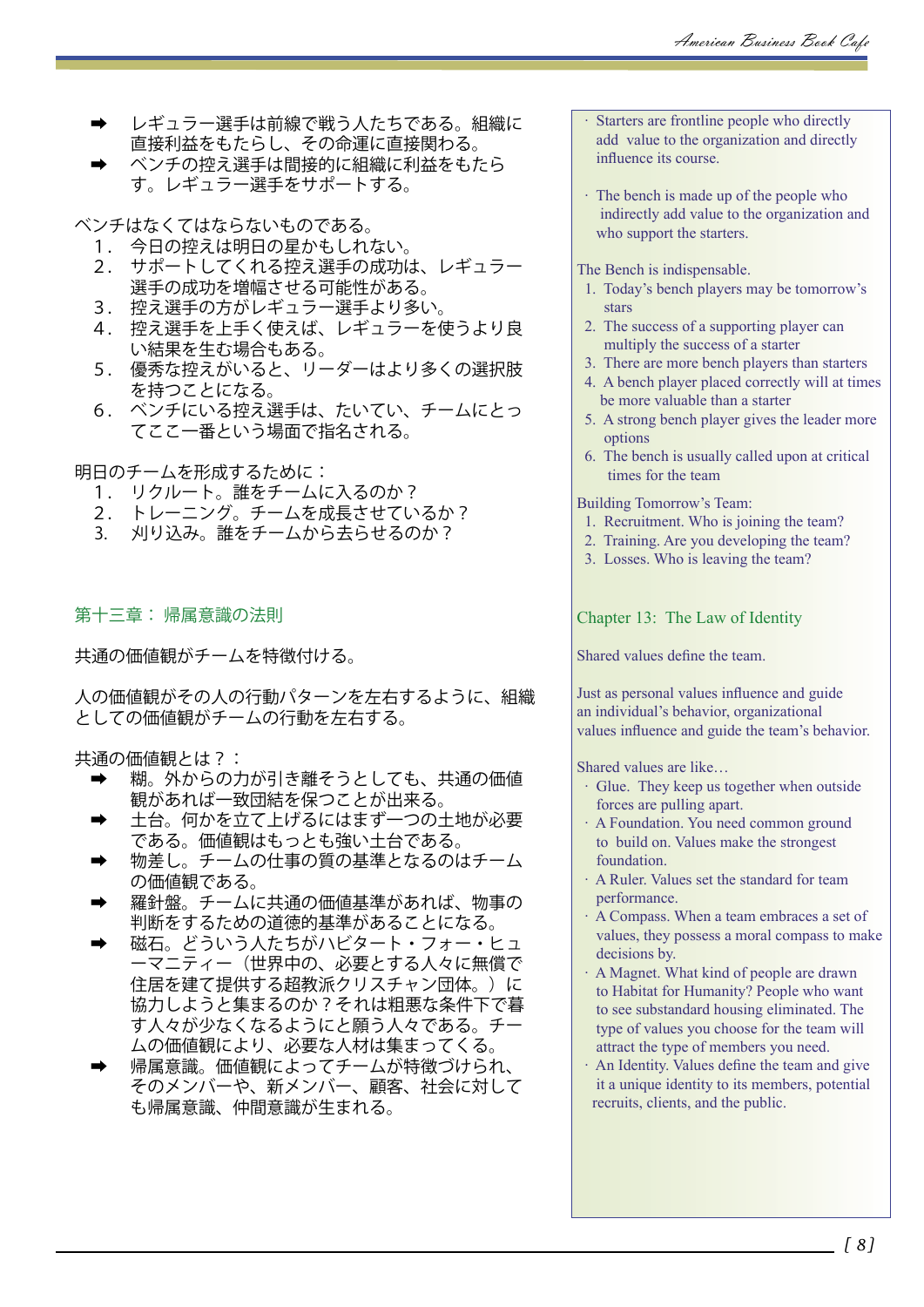- ➡ レギュラー選手は前線で戦う人たちである。組織に直接利益をもたらし、その命運に直接関わる。
- ➡ ベンチの控え選手は間接的に組織に利益をもたらす。レギュラー選手をサポートする。

ベンチはなくてはならないものである。

1．今日の控えは明日の星かもしれない。
2．サポートしてくれる控え選手の成功は、レギュラー選手の成功を増幅させる可能性がある。
3．控え選手の方がレギュラー選手より多い。
4．控え選手を上手く使えば、レギュラーを使うより良い結果を生む場合もある。
5．優秀な控えがいると、リーダーはより多くの選択肢を持つことになる。
6．ベンチにいる控え選手は、たいてい、チームにとってここ一番という場面で指名される。

明日のチームを形成するために：

1．リクルート。誰をチームに入るのか？
2．トレーニング。チームを成長させているか？
3. 刈り込み。誰をチームから去らせるのか？

## 第十三章： 帰属意識の法則

共通の価値観がチームを特徴付ける。

人の価値観がその人の行動パターンを左右するように、組織としての価値観がチームの行動を左右する。

共通の価値観とは？：

- ➡ 糊。外からの力が引き離そうとしても、共通の価値観があれば一致団結を保つことが出来る。
- ➡ 土台。何かを立て上げるにはまず一つの土地が必要である。価値観はもっとも強い土台である。
- ➡ 物差し。チームの仕事の質の基準となるのはチームの価値観である。
- ➡ 羅針盤。チームに共通の価値基準があれば、物事の判断をするための道徳的基準があることになる。
- ➡ 磁石。どういう人たちがハビタート・フォー・ヒューマニティー（世界中の、必要とする人々に無償で住居を建て提供する超教派クリスチャン団体。）に協力しようと集まるのか？それは粗悪な条件下で暮す人々が少なくなるようにと願う人々である。チームの価値観により、必要な人材は集まってくる。
- ➡ 帰属意識。価値観によってチームが特徴づけられ、そのメンバーや、新メンバー、顧客、社会に対しても帰属意識、仲間意識が生まれる。

- · Starters are frontline people who directly add value to the organization and directly influence its course.
- · The bench is made up of the people who indirectly add value to the organization and who support the starters.

The Bench is indispensable.

1. Today's bench players may be tomorrow's stars
2. The success of a supporting player can multiply the success of a starter
3. There are more bench players than starters
4. A bench player placed correctly will at times be more valuable than a starter
5. A strong bench player gives the leader more options
6. The bench is usually called upon at critical times for the team

Building Tomorrow's Team:

1. Recruitment. Who is joining the team?
2. Training. Are you developing the team?
3. Losses. Who is leaving the team?

## Chapter 13: The Law of Identity

Shared values define the team.

Just as personal values influence and guide an individual's behavior, organizational values influence and guide the team's behavior.

Shared values are like…

- · Glue. They keep us together when outside forces are pulling apart.
- · A Foundation. You need common ground to build on. Values make the strongest foundation.
- · A Ruler. Values set the standard for team performance.
- · A Compass. When a team embraces a set of values, they possess a moral compass to make decisions by.
- · A Magnet. What kind of people are drawn to Habitat for Humanity? People who want to see substandard housing eliminated. The type of values you choose for the team will attract the type of members you need.
- · An Identity. Values define the team and give it a unique identity to its members, potential recruits, clients, and the public.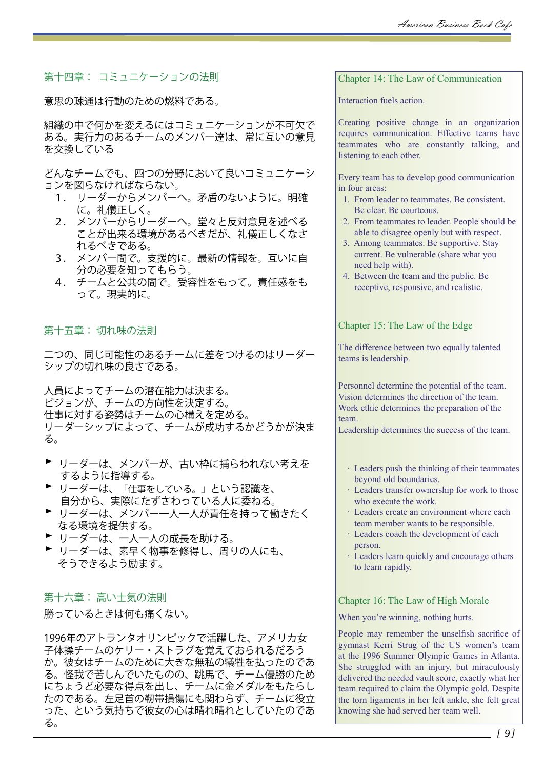## 第十四章： コミュニケーションの法則

意思の疎通は行動のための燃料である。

組織の中で何かを変えるにはコミュニケーションが不可欠である。実行力のあるチームのメンバー達は、常に互いの意見を交換している

どんなチームでも、四つの分野において良いコミュニケーションを図らなければならない。

1．リーダーからメンバーへ。矛盾のないように。明確に。礼儀正しく。
2．メンバーからリーダーへ。堂々と反対意見を述べることが出来る環境があるべきだが、礼儀正しくなされるべきである。
3．メンバー間で。支援的に。最新の情報を。互いに自分の必要を知ってもらう。
4．チームと公共の間で。受容性をもって。責任感をもって。現実的に。

## Chapter 14: The Law of Communication

Interaction fuels action.

Creating positive change in an organization requires communication. Effective teams have teammates who are constantly talking, and listening to each other.

Every team has to develop good communication in four areas:

1. From leader to teammates. Be consistent. Be clear. Be courteous.
2. From teammates to leader. People should be able to disagree openly but with respect.
3. Among teammates. Be supportive. Stay current. Be vulnerable (share what you need help with).
4. Between the team and the public. Be receptive, responsive, and realistic.

## 第十五章： 切れ味の法則

二つの、同じ可能性のあるチームに差をつけるのはリーダーシップの切れ味の良さである。

人員によってチームの潜在能力は決まる。
ビジョンが、チームの方向性を決定する。
仕事に対する姿勢はチームの心構えを定める。
リーダーシップによって、チームが成功するかどうかが決まる。

- リーダーは、メンバーが、古い枠に捕らわれない考えをするように指導する。
- リーダーは、「仕事をしている。」という認識を、自分から、実際にたずさわっている人に委ねる。
- リーダーは、メンバー一人一人が責任を持って働きたくなる環境を提供する。
- リーダーは、一人一人の成長を助ける。
- リーダーは、素早く物事を修得し、周りの人にも、そうできるよう励ます。

## Chapter 15: The Law of the Edge

The difference between two equally talented teams is leadership.

Personnel determine the potential of the team.
Vision determines the direction of the team.
Work ethic determines the preparation of the team.
Leadership determines the success of the team.

- Leaders push the thinking of their teammates beyond old boundaries.
- Leaders transfer ownership for work to those who execute the work.
- Leaders create an environment where each team member wants to be responsible.
- Leaders coach the development of each person.
- Leaders learn quickly and encourage others to learn rapidly.

## 第十六章： 高い士気の法則

勝っているときは何も痛くない。

1996年のアトランタオリンピックで活躍した、アメリカ女子体操チームのケリー・ストラグを覚えておられるだろうか。彼女はチームのために大きな無私の犠牲を払ったのである。怪我で苦しんでいたものの、跳馬で、チーム優勝のためにちょうど必要な得点を出し、チームに金メダルをもたらしたのである。左足首の靭帯損傷にも関わらず、チームに役立った、という気持ちで彼女の心は晴れ晴れとしていたのである。

## Chapter 16: The Law of High Morale

When you're winning, nothing hurts.

People may remember the unselfish sacrifice of gymnast Kerri Strug of the US women's team at the 1996 Summer Olympic Games in Atlanta. She struggled with an injury, but miraculously delivered the needed vault score, exactly what her team required to claim the Olympic gold. Despite the torn ligaments in her left ankle, she felt great knowing she had served her team well.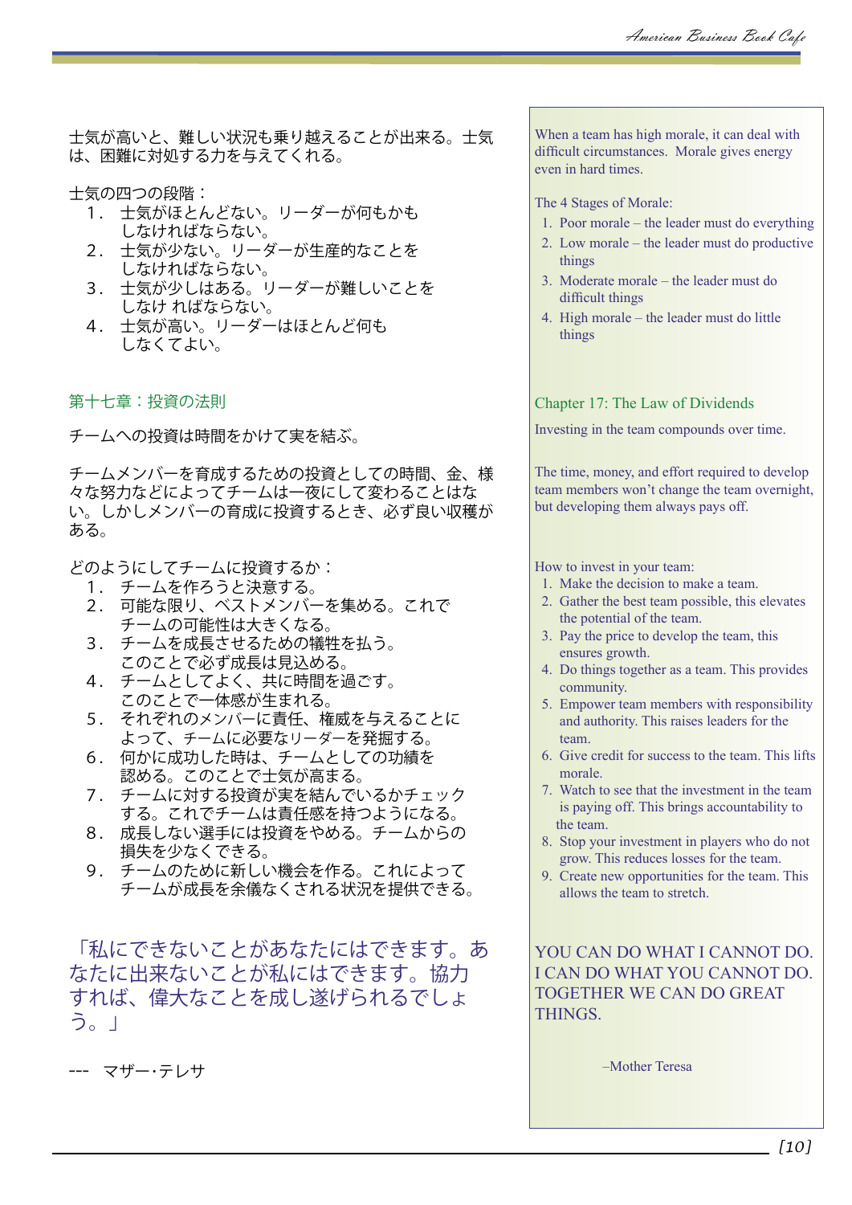士気が高いと、難しい状況も乗り越えることが出来る。士気は、困難に対処する力を与えてくれる。

士気の四つの段階：

1. 士気がほとんどない。リーダーが何もかもしなければならない。
2. 士気が少ない。リーダーが生産的なことをしなければならない。
3. 士気が少しはある。リーダーが難しいことをしなけ ればならない。
4. 士気が高い。リーダーはほとんど何もしなくてよい。

When a team has high morale, it can deal with difficult circumstances. Morale gives energy even in hard times.

The 4 Stages of Morale:

1. Poor morale – the leader must do everything
2. Low morale – the leader must do productive things
3. Moderate morale – the leader must do difficult things
4. High morale – the leader must do little things

## 第十七章：投資の法則

## Chapter 17: The Law of Dividends

チームへの投資は時間をかけて実を結ぶ。

Investing in the team compounds over time.

チームメンバーを育成するための投資としての時間、金、様々な努力などによってチームは一夜にして変わることはない。しかしメンバーの育成に投資するとき、必ず良い収穫がある。

The time, money, and effort required to develop team members won't change the team overnight, but developing them always pays off.

どのようにしてチームに投資するか：

1. チームを作ろうと決意する。
2. 可能な限り、ベストメンバーを集める。これでチームの可能性は大きくなる。
3. チームを成長させるための犠牲を払う。このことで必ず成長は見込める。
4. チームとしてよく、共に時間を過ごす。このことで一体感が生まれる。
5. それぞれのメンバーに責任、権威を与えることによって、チームに必要なリーダーを発掘する。
6. 何かに成功した時は、チームとしての功績を認める。このことで士気が高まる。
7. チームに対する投資が実を結んでいるかチェックする。これでチームは責任感を持つようになる。
8. 成長しない選手には投資をやめる。チームからの損失を少なくできる。
9. チームのために新しい機会を作る。これによってチームが成長を余儀なくされる状況を提供できる。

How to invest in your team:

1. Make the decision to make a team.
2. Gather the best team possible, this elevates the potential of the team.
3. Pay the price to develop the team, this ensures growth.
4. Do things together as a team. This provides community.
5. Empower team members with responsibility and authority. This raises leaders for the team.
6. Give credit for success to the team. This lifts morale.
7. Watch to see that the investment in the team is paying off. This brings accountability to the team.
8. Stop your investment in players who do not grow. This reduces losses for the team.
9. Create new opportunities for the team. This allows the team to stretch.

「私にできないことがあなたにはできます。あなたに出来ないことが私にはできます。協力すれば、偉大なことを成し遂げられるでしょう。」

--- マザー･テレサ

YOU CAN DO WHAT I CANNOT DO. I CAN DO WHAT YOU CANNOT DO. TOGETHER WE CAN DO GREAT THINGS.

–Mother Teresa